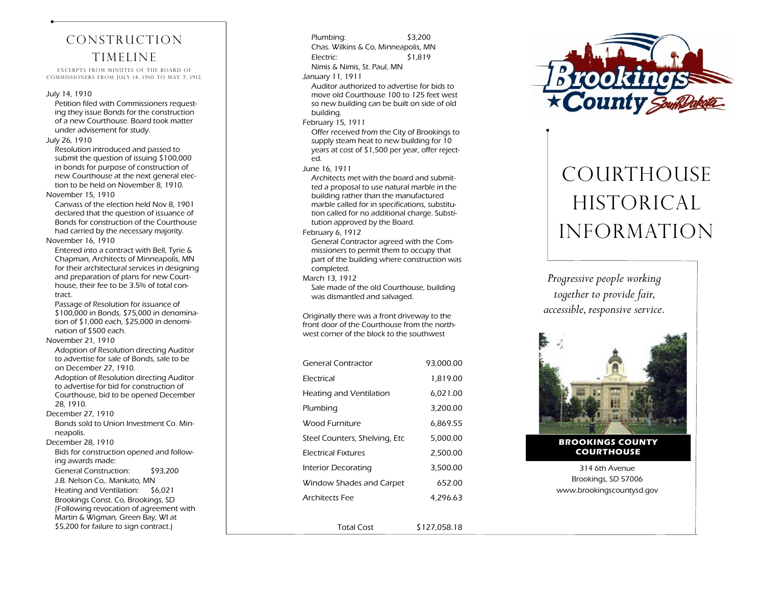# CONSTRUCTION TIMELINE

EXCERPTS FROM MINUTES OF THE BOARD OF COMMISSIONERS FROM JULY 14, 1910 TO MAY 7, 1912.

July 14, 1910
: Petition filed with Commissioners requesting they issue Bonds for the construction of a new Courthouse. Board took matter under advisement for study.

July 26, 1910
: Resolution introduced and passed to submit the question of issuing $100,000 in bonds for purpose of construction of new Courthouse at the next general election to be held on November 8, 1910.

November 15, 1910
: Canvass of the election held Nov 8, 1901 declared that the question of issuance of Bonds for construction of the Courthouse had carried by the necessary majority.

November 16, 1910
: Entered into a contract with Bell, Tyrie & Chapman, Architects of Minneapolis, MN for their architectural services in designing and preparation of plans for new Courthouse, their fee to be 3.5% of total contract.
: Passage of Resolution for issuance of $100,000 in Bonds, $75,000 in denomination of $1,000 each, $25,000 in denomination of $500 each.

November 21, 1910
: Adoption of Resolution directing Auditor to advertise for sale of Bonds, sale to be on December 27, 1910.
: Adoption of Resolution directing Auditor to advertise for bid for construction of Courthouse, bid to be opened December 28, 1910.

December 27, 1910
: Bonds sold to Union Investment Co. Minneapolis.

December 28, 1910
: Bids for construction opened and following awards made:
: General Construction: $93,200
: J.B. Nelson Co,. Mankato, MN
: Heating and Ventilation: $6,021
: Brookings Const. Co, Brookings, SD (Following revocation of agreement with Martin & Wigman, Green Bay, WI at $5,200 for failure to sign contract.)
: Plumbing: $3,200
: Chas. Wilkins & Co, Minneapolis, MN
: Electric: $1,819
: Nimis & Nimis, St. Paul, MN

January 11, 1911
: Auditor authorized to advertise for bids to move old Courthouse 100 to 125 feet west so new building can be built on side of old building.

February 15, 1911
: Offer received from the City of Brookings to supply steam heat to new building for 10 years at cost of $1,500 per year, offer rejected.

June 16, 1911
: Architects met with the board and submitted a proposal to use natural marble in the building rather than the manufactured marble called for in specifications, substitution called for no additional charge. Substitution approved by the Board.

February 6, 1912
: General Contractor agreed with the Commissioners to permit them to occupy that part of the building where construction was completed.

March 13, 1912
: Sale made of the old Courthouse, building was dismantled and salvaged.

Originally there was a front driveway to the front door of the Courthouse from the northwest corner of the block to the southwest

| | |
|---|---|
| General Contractor | 93,000.00 |
| Electrical | 1,819.00 |
| Heating and Ventilation | 6,021.00 |
| Plumbing | 3,200.00 |
| Wood Furniture | 6,869.55 |
| Steel Counters, Shelving, Etc | 5,000.00 |
| Electrical Fixtures | 2,500.00 |
| Interior Decorating | 3,500.00 |
| Window Shades and Carpet | 652.00 |
| Architects Fee | 4,296.63 |
| Total Cost | $127,058.18 |

Brookings County South Dakota

# COURTHOUSE HISTORICAL INFORMATION

*Progressive people working together to provide fair, accessible, responsive service.*

**BROOKINGS COUNTY COURTHOUSE**

314 6th Avenue
Brookings, SD 57006
www.brookingscountysd.gov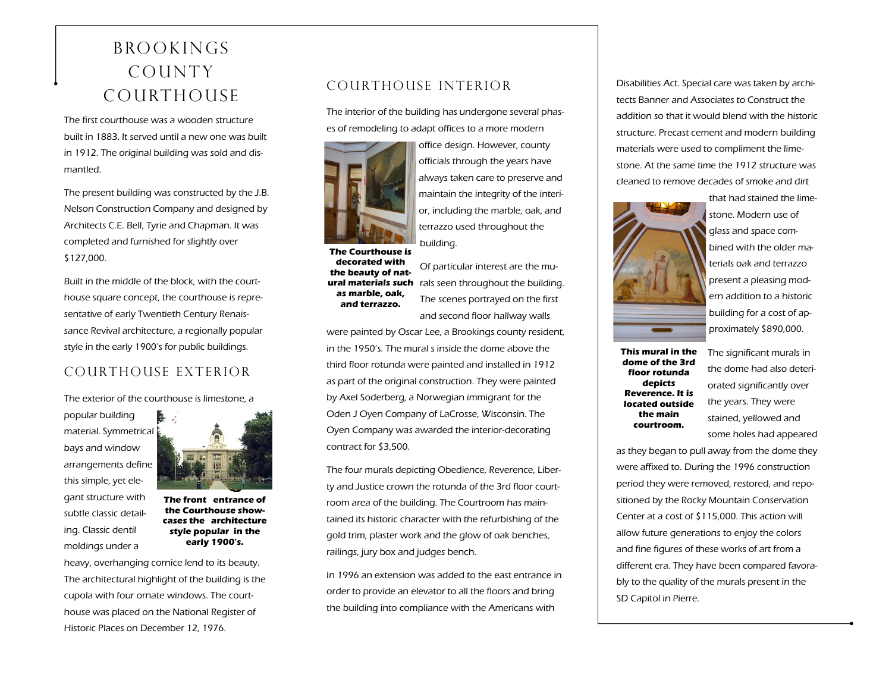# BROOKINGS COUNTY COURTHOUSE

The first courthouse was a wooden structure built in 1883. It served until a new one was built in 1912. The original building was sold and dismantled.

The present building was constructed by the J.B. Nelson Construction Company and designed by Architects C.E. Bell, Tyrie and Chapman. It was completed and furnished for slightly over $127,000.

Built in the middle of the block, with the courthouse square concept, the courthouse is representative of early Twentieth Century Renaissance Revival architecture, a regionally popular style in the early 1900's for public buildings.

## COURTHOUSE EXTERIOR

The exterior of the courthouse is limestone, a popular building material. Symmetrical bays and window arrangements define this simple, yet elegant structure with subtle classic detailing. Classic dentil moldings under a heavy, overhanging cornice lend to its beauty. The architectural highlight of the building is the cupola with four ornate windows. The courthouse was placed on the National Register of Historic Places on December 12, 1976.

**The front entrance of the Courthouse showcases the architecture style popular in the early 1900's.**

## COURTHOUSE INTERIOR

The interior of the building has undergone several phases of remodeling to adapt offices to a more modern office design. However, county officials through the years have always taken care to preserve and maintain the integrity of the interior, including the marble, oak, and terrazzo used throughout the building.

**The Courthouse is decorated with the beauty of natural materials such as marble, oak, and terrazzo.**

Of particular interest are the murals seen throughout the building. The scenes portrayed on the first and second floor hallway walls were painted by Oscar Lee, a Brookings county resident, in the 1950's. The mural s inside the dome above the third floor rotunda were painted and installed in 1912 as part of the original construction. They were painted by Axel Soderberg, a Norwegian immigrant for the Oden J Oyen Company of LaCrosse, Wisconsin. The Oyen Company was awarded the interior-decorating contract for $3,500.

The four murals depicting Obedience, Reverence, Liberty and Justice crown the rotunda of the 3rd floor courtroom area of the building. The Courtroom has maintained its historic character with the refurbishing of the gold trim, plaster work and the glow of oak benches, railings, jury box and judges bench.

In 1996 an extension was added to the east entrance in order to provide an elevator to all the floors and bring the building into compliance with the Americans with Disabilities Act. Special care was taken by architects Banner and Associates to Construct the addition so that it would blend with the historic structure. Precast cement and modern building materials were used to compliment the limestone. At the same time the 1912 structure was cleaned to remove decades of smoke and dirt that had stained the limestone. Modern use of glass and space combined with the older materials oak and terrazzo present a pleasing modern addition to a historic building for a cost of approximately $890,000.

**This mural in the dome of the 3rd floor rotunda depicts Reverence. It is located outside the main courtroom.**

The significant murals in the dome had also deteriorated significantly over the years. They were stained, yellowed and some holes had appeared as they began to pull away from the dome they were affixed to. During the 1996 construction period they were removed, restored, and repositioned by the Rocky Mountain Conservation Center at a cost of $115,000. This action will allow future generations to enjoy the colors and fine figures of these works of art from a different era. They have been compared favorably to the quality of the murals present in the SD Capitol in Pierre.